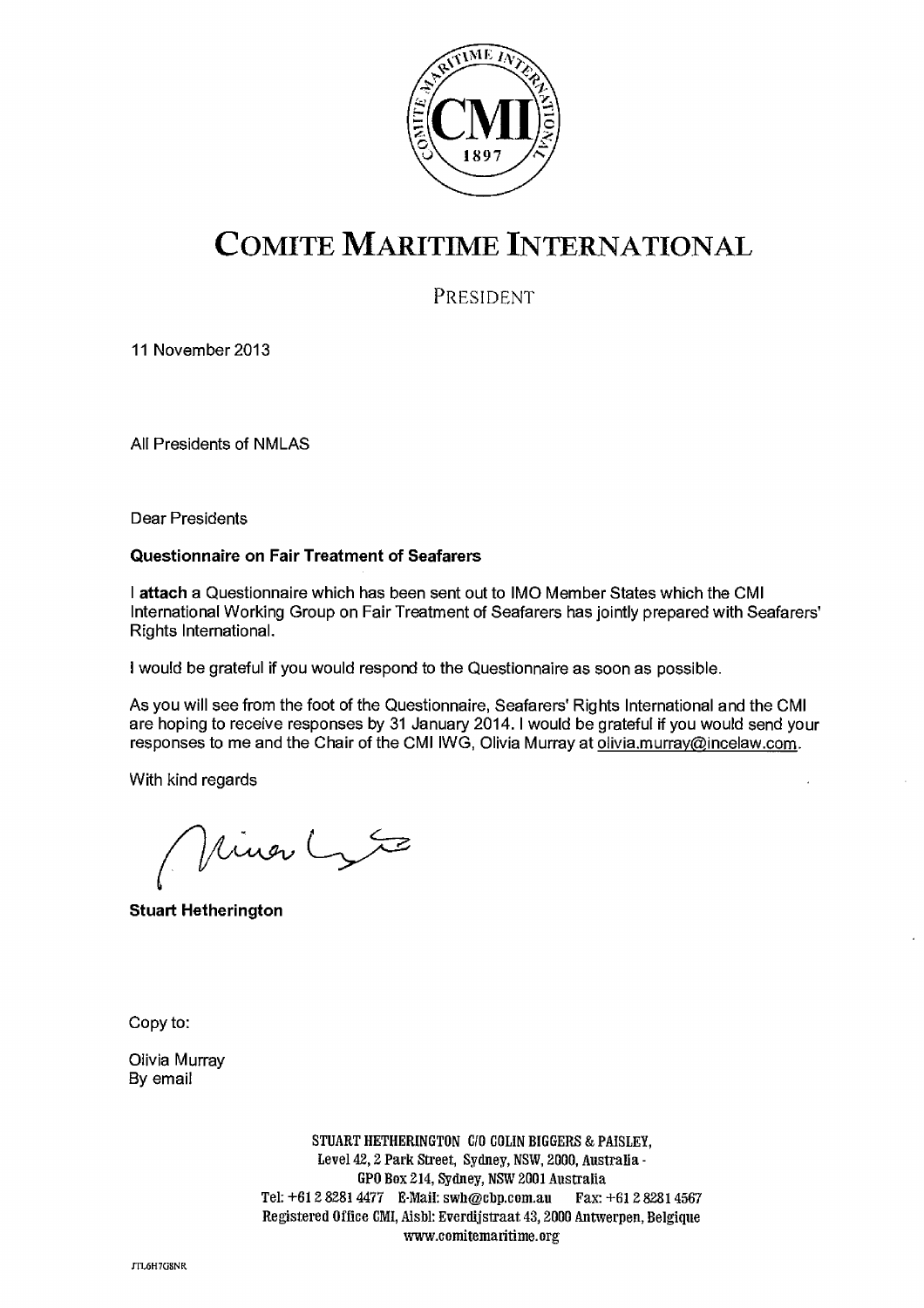# COMITE MARITIME INTERNATIONAL

PRESIDENT

11 November 2013

All Presidents of NMLAS

Dear Presidents

**Questionnaire on Fair Treatment of Seafarers**

I **attach** a Questionnaire which has been sent out to IMO Member States which the CMI International Working Group on Fair Treatment of Seafarers has jointly prepared with Seafarers' Rights International.

I would be grateful if you would respond to the Questionnaire as soon as possible.

As you will see from the foot of the Questionnaire, Seafarers' Rights International and the CMI are hoping to receive responses by 31 January 2014. I would be grateful if you would send your responses to me and the Chair of the CMI IWG, Olivia Murray at olivia.murray@incelaw.com.

With kind regards

**Stuart Hetherington**

Copy to:

Olivia Murray
By email

STUART HETHERINGTON C/O COLIN BIGGERS & PAISLEY,
Level 42, 2 Park Street, Sydney, NSW, 2000, Australia -
GPO Box 214, Sydney, NSW 2001 Australia
Tel: +61 2 8281 4477 E-Mail: swh@cbp.com.au Fax: +61 2 8281 4567
Registered Office CMI, Aisbl: Everdijstraat 43, 2000 Antwerpen, Belgique
www.comitemaritime.org

JTL6H7G8NR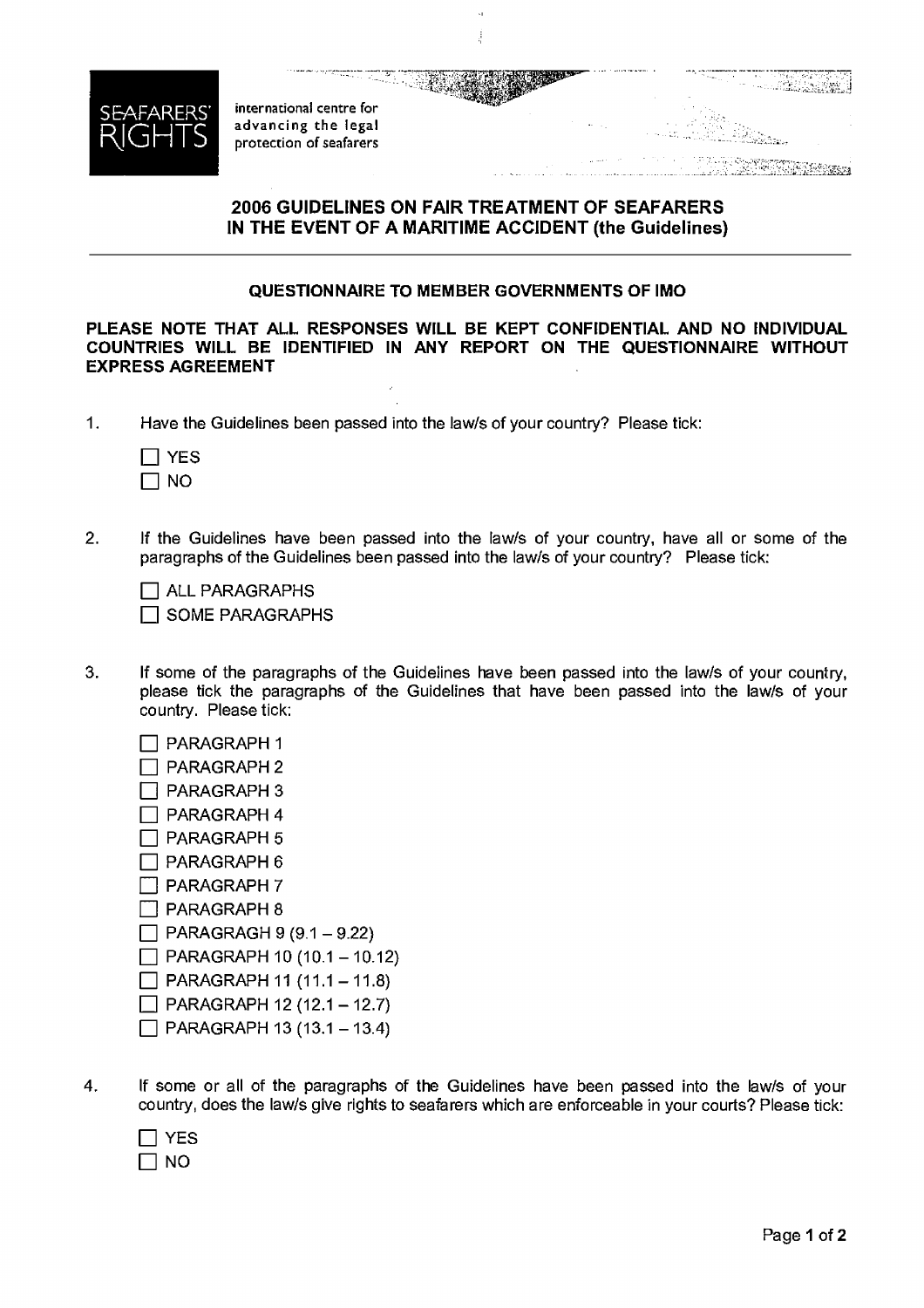SEAFARERS' RIGHTS

international centre for advancing the legal protection of seafarers

## 2006 GUIDELINES ON FAIR TREATMENT OF SEAFARERS IN THE EVENT OF A MARITIME ACCIDENT (the Guidelines)

### QUESTIONNAIRE TO MEMBER GOVERNMENTS OF IMO

**PLEASE NOTE THAT ALL RESPONSES WILL BE KEPT CONFIDENTIAL AND NO INDIVIDUAL COUNTRIES WILL BE IDENTIFIED IN ANY REPORT ON THE QUESTIONNAIRE WITHOUT EXPRESS AGREEMENT**

1. Have the Guidelines been passed into the law/s of your country? Please tick:

   ☐ YES
   ☐ NO

2. If the Guidelines have been passed into the law/s of your country, have all or some of the paragraphs of the Guidelines been passed into the law/s of your country? Please tick:

   ☐ ALL PARAGRAPHS
   ☐ SOME PARAGRAPHS

3. If some of the paragraphs of the Guidelines have been passed into the law/s of your country, please tick the paragraphs of the Guidelines that have been passed into the law/s of your country. Please tick:

   ☐ PARAGRAPH 1
   ☐ PARAGRAPH 2
   ☐ PARAGRAPH 3
   ☐ PARAGRAPH 4
   ☐ PARAGRAPH 5
   ☐ PARAGRAPH 6
   ☐ PARAGRAPH 7
   ☐ PARAGRAPH 8
   ☐ PARAGRAGH 9 (9.1 – 9.22)
   ☐ PARAGRAPH 10 (10.1 – 10.12)
   ☐ PARAGRAPH 11 (11.1 – 11.8)
   ☐ PARAGRAPH 12 (12.1 – 12.7)
   ☐ PARAGRAPH 13 (13.1 – 13.4)

4. If some or all of the paragraphs of the Guidelines have been passed into the law/s of your country, does the law/s give rights to seafarers which are enforceable in your courts? Please tick:

   ☐ YES
   ☐ NO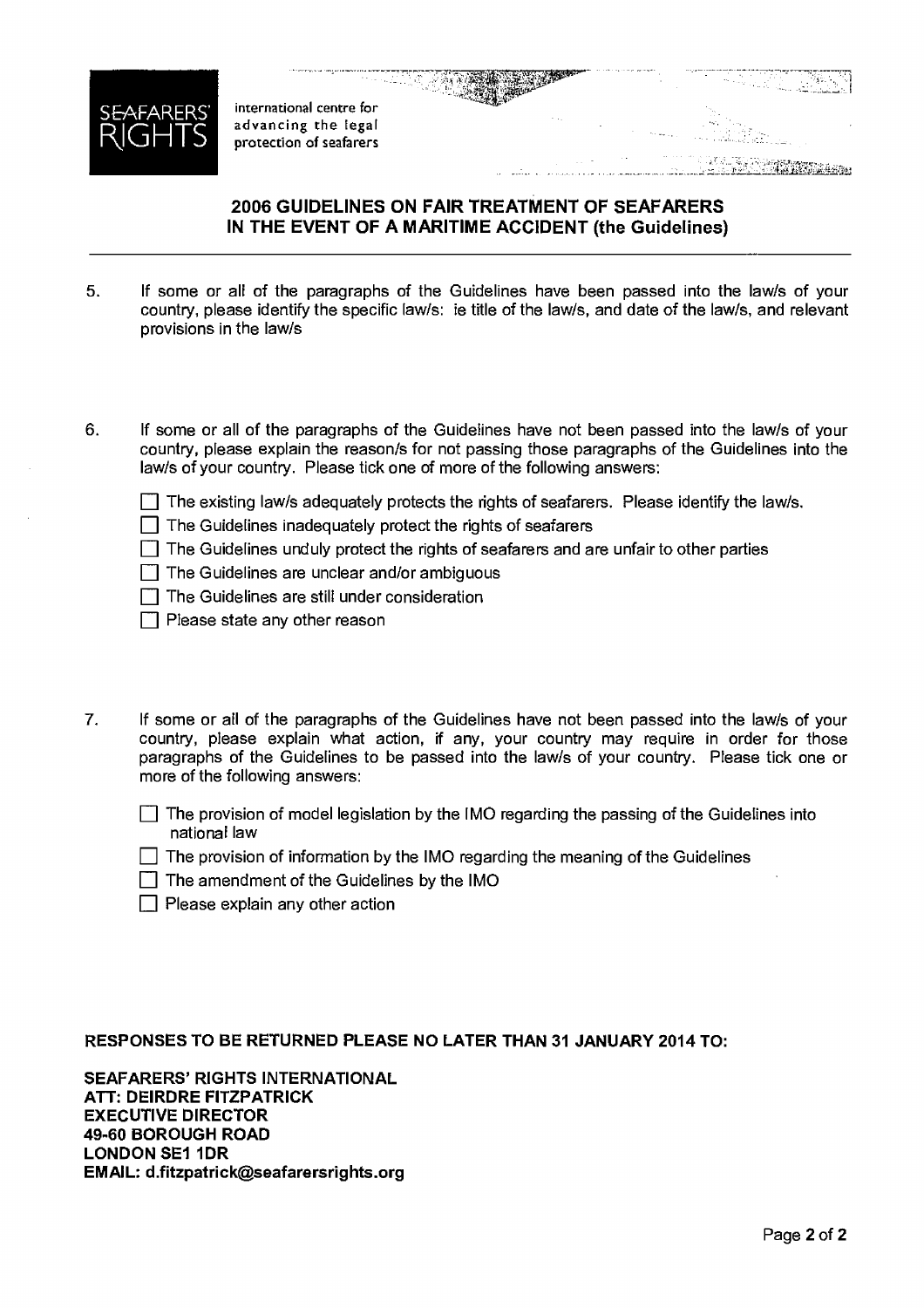SEAFARERS' RIGHTS

international centre for advancing the legal protection of seafarers

## 2006 GUIDELINES ON FAIR TREATMENT OF SEAFARERS IN THE EVENT OF A MARITIME ACCIDENT (the Guidelines)

5. If some or all of the paragraphs of the Guidelines have been passed into the law/s of your country, please identify the specific law/s: ie title of the law/s, and date of the law/s, and relevant provisions in the law/s

6. If some or all of the paragraphs of the Guidelines have not been passed into the law/s of your country, please explain the reason/s for not passing those paragraphs of the Guidelines into the law/s of your country. Please tick one of more of the following answers:

   - [ ] The existing law/s adequately protects the rights of seafarers. Please identify the law/s.
   - [ ] The Guidelines inadequately protect the rights of seafarers
   - [ ] The Guidelines unduly protect the rights of seafarers and are unfair to other parties
   - [ ] The Guidelines are unclear and/or ambiguous
   - [ ] The Guidelines are still under consideration
   - [ ] Please state any other reason

7. If some or all of the paragraphs of the Guidelines have not been passed into the law/s of your country, please explain what action, if any, your country may require in order for those paragraphs of the Guidelines to be passed into the law/s of your country. Please tick one or more of the following answers:

   - [ ] The provision of model legislation by the IMO regarding the passing of the Guidelines into national law
   - [ ] The provision of information by the IMO regarding the meaning of the Guidelines
   - [ ] The amendment of the Guidelines by the IMO
   - [ ] Please explain any other action

**RESPONSES TO BE RETURNED PLEASE NO LATER THAN 31 JANUARY 2014 TO:**

**SEAFARERS' RIGHTS INTERNATIONAL**
**ATT: DEIRDRE FITZPATRICK**
**EXECUTIVE DIRECTOR**
**49-60 BOROUGH ROAD**
**LONDON SE1 1DR**
**EMAIL: d.fitzpatrick@seafarersrights.org**